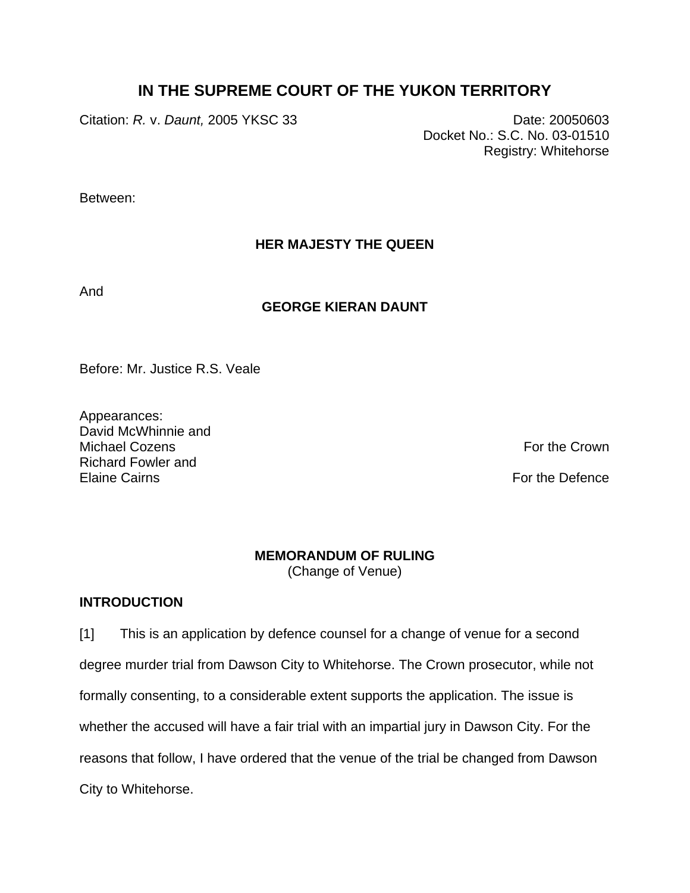# IN THE SUPREME COURT OF THE YUKON TERRITORY

Citation: *R.* v. *Daunt,* 2005 YKSC 33

Date: 20050603
Docket No.: S.C. No. 03-01510
Registry: Whitehorse

Between:

**HER MAJESTY THE QUEEN**

And

**GEORGE KIERAN DAUNT**

Before: Mr. Justice R.S. Veale

Appearances:
David McWhinnie and
Michael Cozens — For the Crown
Richard Fowler and
Elaine Cairns — For the Defence

**MEMORANDUM OF RULING**
(Change of Venue)

## INTRODUCTION

[1] This is an application by defence counsel for a change of venue for a second degree murder trial from Dawson City to Whitehorse. The Crown prosecutor, while not formally consenting, to a considerable extent supports the application. The issue is whether the accused will have a fair trial with an impartial jury in Dawson City. For the reasons that follow, I have ordered that the venue of the trial be changed from Dawson City to Whitehorse.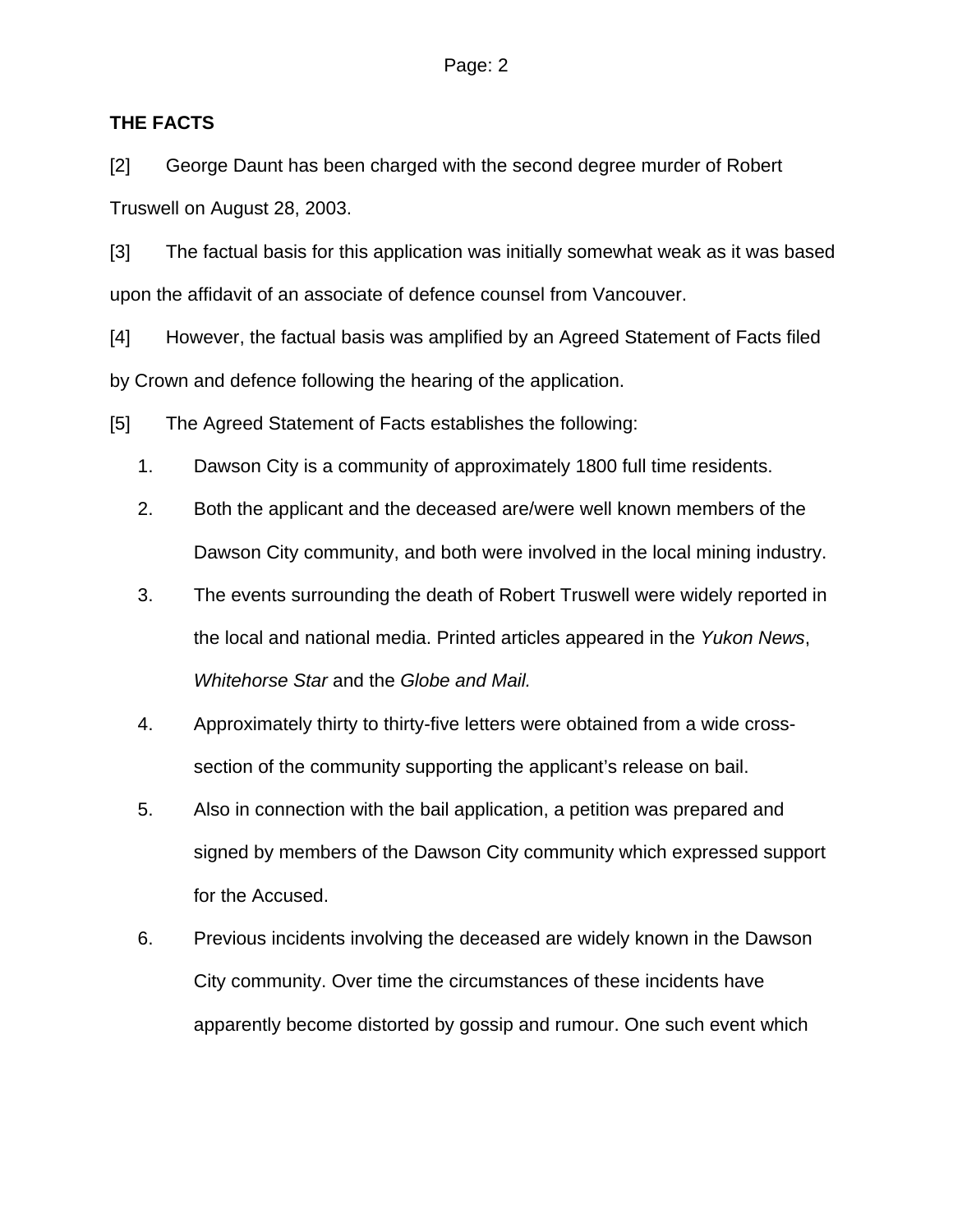**THE FACTS**

[2] George Daunt has been charged with the second degree murder of Robert Truswell on August 28, 2003.

[3] The factual basis for this application was initially somewhat weak as it was based upon the affidavit of an associate of defence counsel from Vancouver.

[4] However, the factual basis was amplified by an Agreed Statement of Facts filed by Crown and defence following the hearing of the application.

[5] The Agreed Statement of Facts establishes the following:

1. Dawson City is a community of approximately 1800 full time residents.
2. Both the applicant and the deceased are/were well known members of the Dawson City community, and both were involved in the local mining industry.
3. The events surrounding the death of Robert Truswell were widely reported in the local and national media. Printed articles appeared in the *Yukon News*, *Whitehorse Star* and the *Globe and Mail.*
4. Approximately thirty to thirty-five letters were obtained from a wide cross-section of the community supporting the applicant's release on bail.
5. Also in connection with the bail application, a petition was prepared and signed by members of the Dawson City community which expressed support for the Accused.
6. Previous incidents involving the deceased are widely known in the Dawson City community. Over time the circumstances of these incidents have apparently become distorted by gossip and rumour. One such event which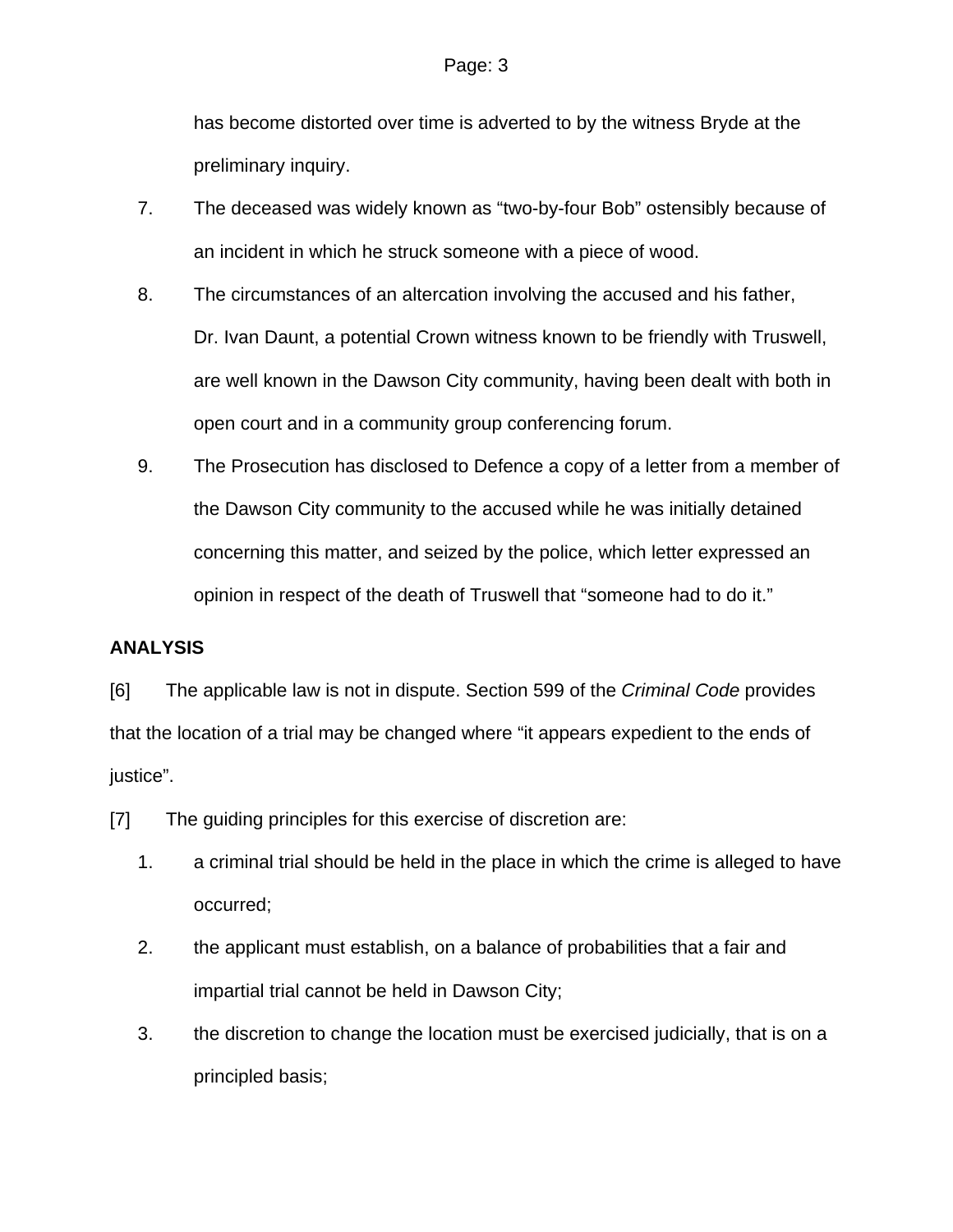has become distorted over time is adverted to by the witness Bryde at the preliminary inquiry.

7. The deceased was widely known as "two-by-four Bob" ostensibly because of an incident in which he struck someone with a piece of wood.

8. The circumstances of an altercation involving the accused and his father, Dr. Ivan Daunt, a potential Crown witness known to be friendly with Truswell, are well known in the Dawson City community, having been dealt with both in open court and in a community group conferencing forum.

9. The Prosecution has disclosed to Defence a copy of a letter from a member of the Dawson City community to the accused while he was initially detained concerning this matter, and seized by the police, which letter expressed an opinion in respect of the death of Truswell that "someone had to do it."

**ANALYSIS**

[6] The applicable law is not in dispute. Section 599 of the *Criminal Code* provides that the location of a trial may be changed where "it appears expedient to the ends of justice".

[7] The guiding principles for this exercise of discretion are:

1. a criminal trial should be held in the place in which the crime is alleged to have occurred;

2. the applicant must establish, on a balance of probabilities that a fair and impartial trial cannot be held in Dawson City;

3. the discretion to change the location must be exercised judicially, that is on a principled basis;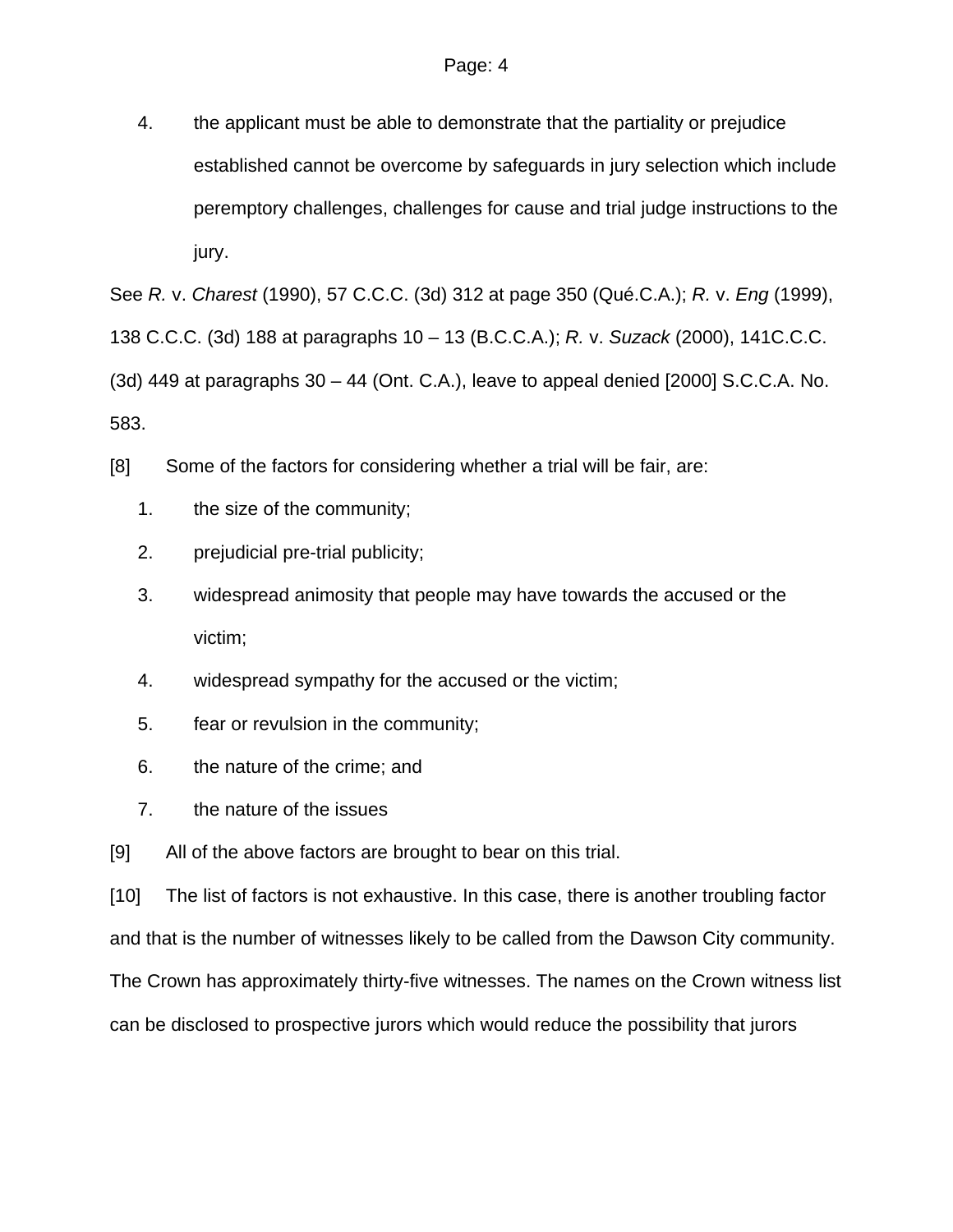4. the applicant must be able to demonstrate that the partiality or prejudice established cannot be overcome by safeguards in jury selection which include peremptory challenges, challenges for cause and trial judge instructions to the jury.

See *R.* v. *Charest* (1990), 57 C.C.C. (3d) 312 at page 350 (Qué.C.A.); *R.* v. *Eng* (1999), 138 C.C.C. (3d) 188 at paragraphs 10 – 13 (B.C.C.A.); *R.* v. *Suzack* (2000), 141C.C.C. (3d) 449 at paragraphs 30 – 44 (Ont. C.A.), leave to appeal denied [2000] S.C.C.A. No. 583.

[8] Some of the factors for considering whether a trial will be fair, are:

1. the size of the community;
2. prejudicial pre-trial publicity;
3. widespread animosity that people may have towards the accused or the victim;
4. widespread sympathy for the accused or the victim;
5. fear or revulsion in the community;
6. the nature of the crime; and
7. the nature of the issues

[9] All of the above factors are brought to bear on this trial.

[10] The list of factors is not exhaustive. In this case, there is another troubling factor and that is the number of witnesses likely to be called from the Dawson City community. The Crown has approximately thirty-five witnesses. The names on the Crown witness list can be disclosed to prospective jurors which would reduce the possibility that jurors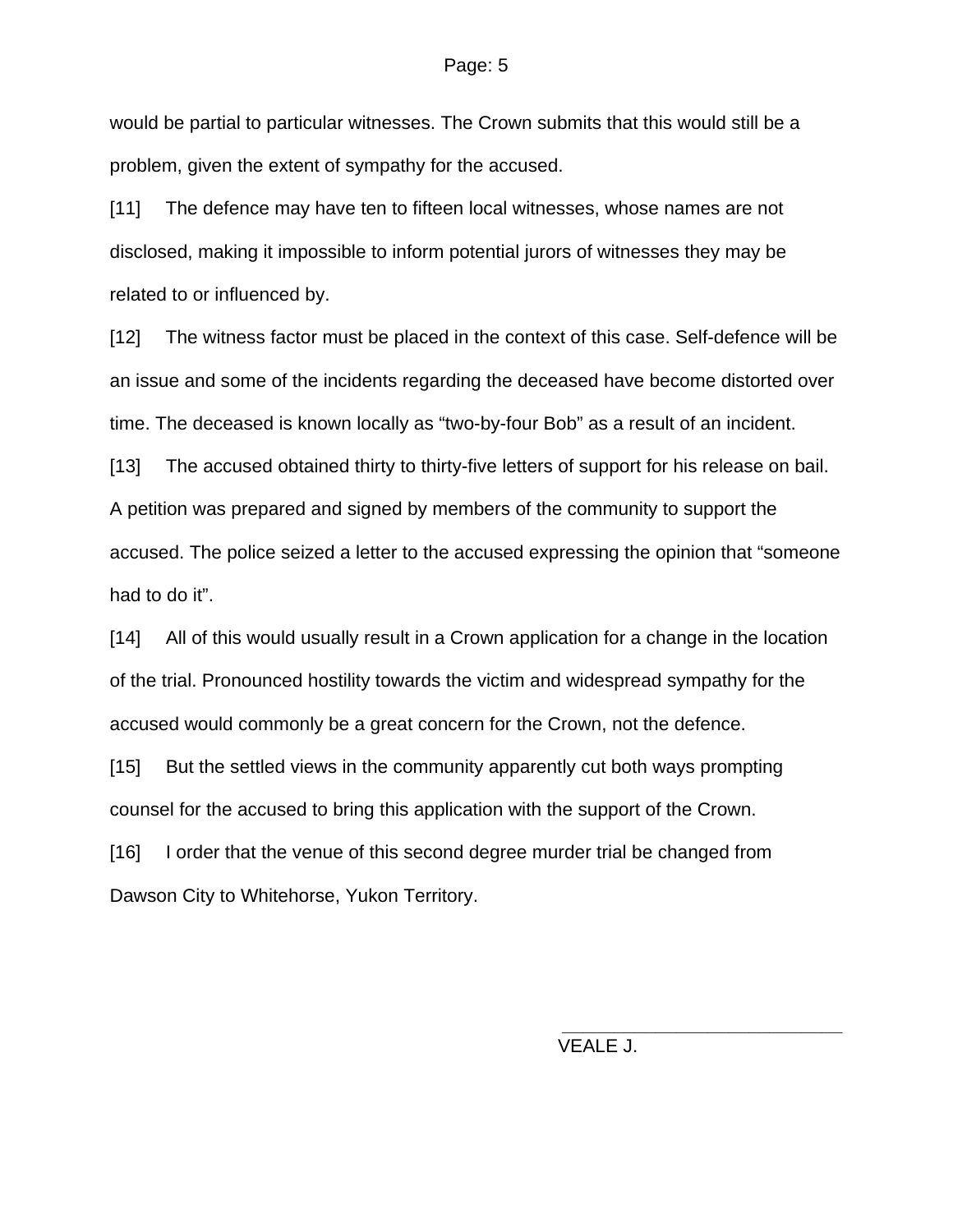would be partial to particular witnesses. The Crown submits that this would still be a problem, given the extent of sympathy for the accused.

[11] The defence may have ten to fifteen local witnesses, whose names are not disclosed, making it impossible to inform potential jurors of witnesses they may be related to or influenced by.

[12] The witness factor must be placed in the context of this case. Self-defence will be an issue and some of the incidents regarding the deceased have become distorted over time. The deceased is known locally as "two-by-four Bob" as a result of an incident.

[13] The accused obtained thirty to thirty-five letters of support for his release on bail. A petition was prepared and signed by members of the community to support the accused. The police seized a letter to the accused expressing the opinion that "someone had to do it".

[14] All of this would usually result in a Crown application for a change in the location of the trial. Pronounced hostility towards the victim and widespread sympathy for the accused would commonly be a great concern for the Crown, not the defence.

[15] But the settled views in the community apparently cut both ways prompting counsel for the accused to bring this application with the support of the Crown.

[16] I order that the venue of this second degree murder trial be changed from Dawson City to Whitehorse, Yukon Territory.

___________________________

VEALE J.